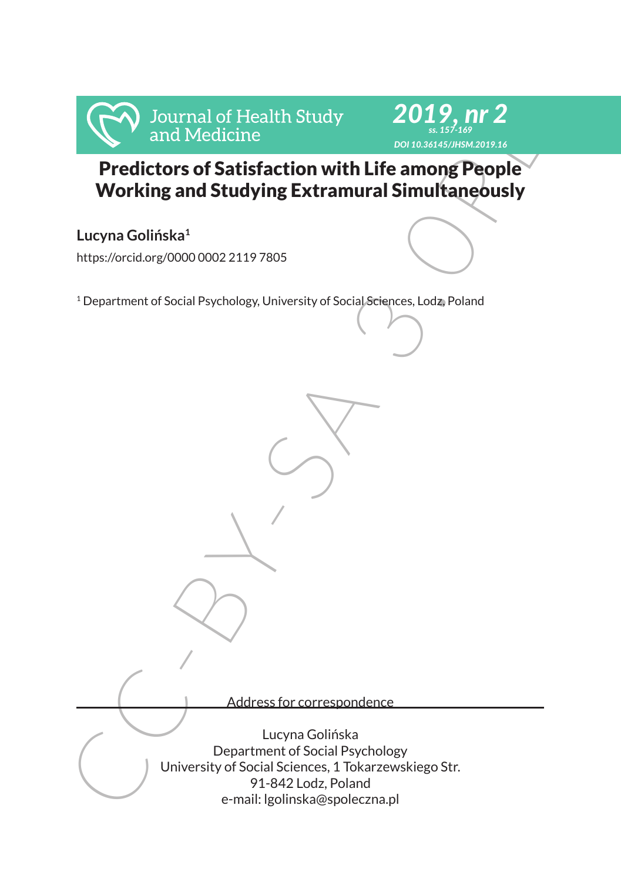# Predictors of Satisfaction with Life among People Working and Studying Extramural Simultaneously

**Lucyna Golińska**[1]

https://orcid.org/0000 0002 2119 7805

[1] Department of Social Psychology, University of Social Sciences, Lodz, Poland

---

Address for correspondence

Lucyna Golińska
Department of Social Psychology
University of Social Sciences, 1 Tokarzewskiego Str.
91-842 Lodz, Poland
e-mail: lgolinska@spoleczna.pl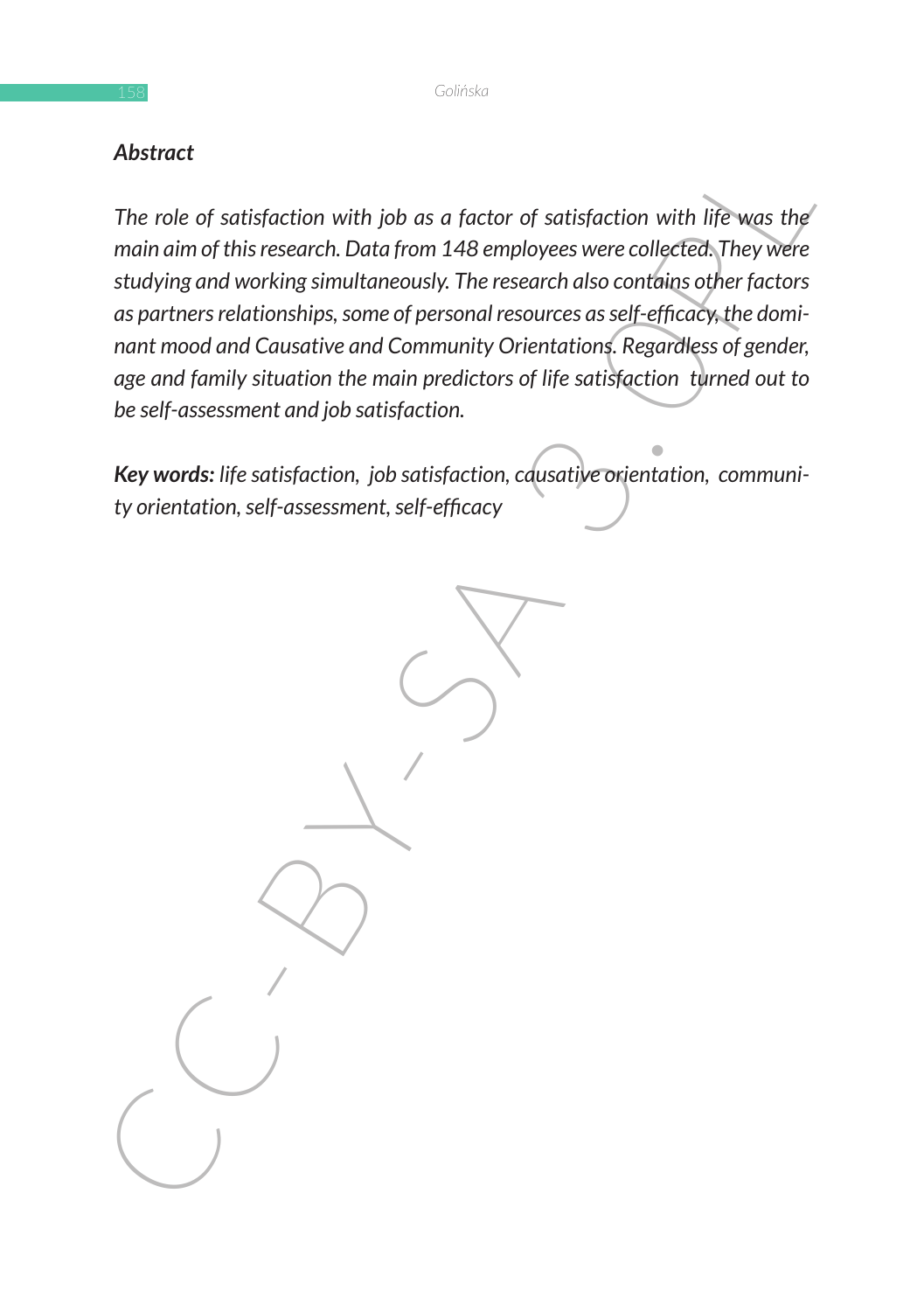***Abstract***

*The role of satisfaction with job as a factor of satisfaction with life was the main aim of this research. Data from 148 employees were collected. They were studying and working simultaneously. The research also contains other factors as partners relationships, some of personal resources as self-efficacy, the dominant mood and Causative and Community Orientations. Regardless of gender, age and family situation the main predictors of life satisfaction turned out to be self-assessment and job satisfaction.*

***Key words:*** *life satisfaction, job satisfaction, causative orientation, community orientation, self-assessment, self-efficacy*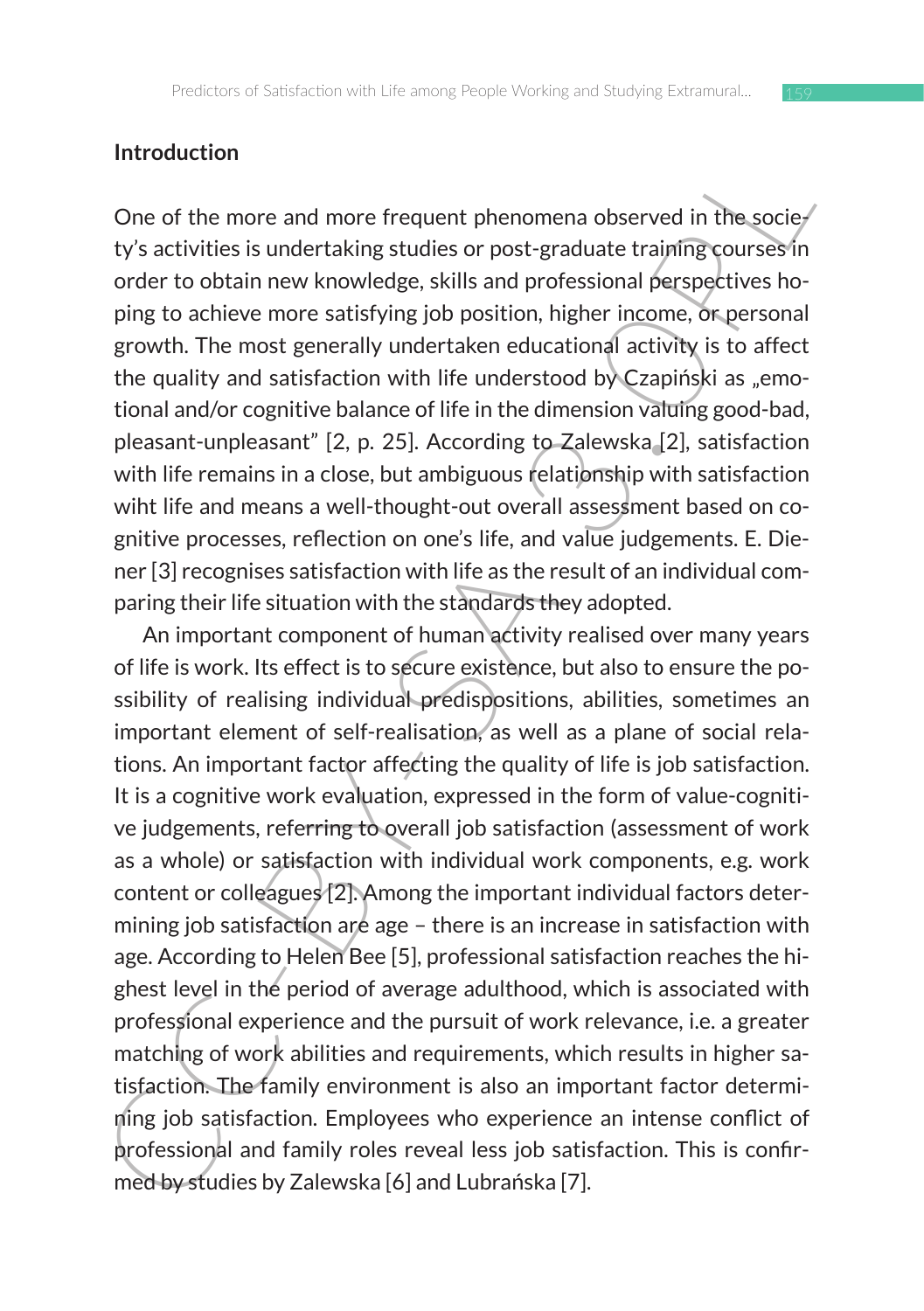## Introduction

One of the more and more frequent phenomena observed in the society's activities is undertaking studies or post-graduate training courses in order to obtain new knowledge, skills and professional perspectives hoping to achieve more satisfying job position, higher income, or personal growth. The most generally undertaken educational activity is to affect the quality and satisfaction with life understood by Czapiński as „emotional and/or cognitive balance of life in the dimension valuing good-bad, pleasant-unpleasant" [2, p. 25]. According to Zalewska [2], satisfaction with life remains in a close, but ambiguous relationship with satisfaction wiht life and means a well-thought-out overall assessment based on cognitive processes, reflection on one's life, and value judgements. E. Diener [3] recognises satisfaction with life as the result of an individual comparing their life situation with the standards they adopted.

An important component of human activity realised over many years of life is work. Its effect is to secure existence, but also to ensure the possibility of realising individual predispositions, abilities, sometimes an important element of self-realisation, as well as a plane of social relations. An important factor affecting the quality of life is job satisfaction. It is a cognitive work evaluation, expressed in the form of value-cognitive judgements, referring to overall job satisfaction (assessment of work as a whole) or satisfaction with individual work components, e.g. work content or colleagues [2]. Among the important individual factors determining job satisfaction are age – there is an increase in satisfaction with age. According to Helen Bee [5], professional satisfaction reaches the highest level in the period of average adulthood, which is associated with professional experience and the pursuit of work relevance, i.e. a greater matching of work abilities and requirements, which results in higher satisfaction. The family environment is also an important factor determining job satisfaction. Employees who experience an intense conflict of professional and family roles reveal less job satisfaction. This is confirmed by studies by Zalewska [6] and Lubrańska [7].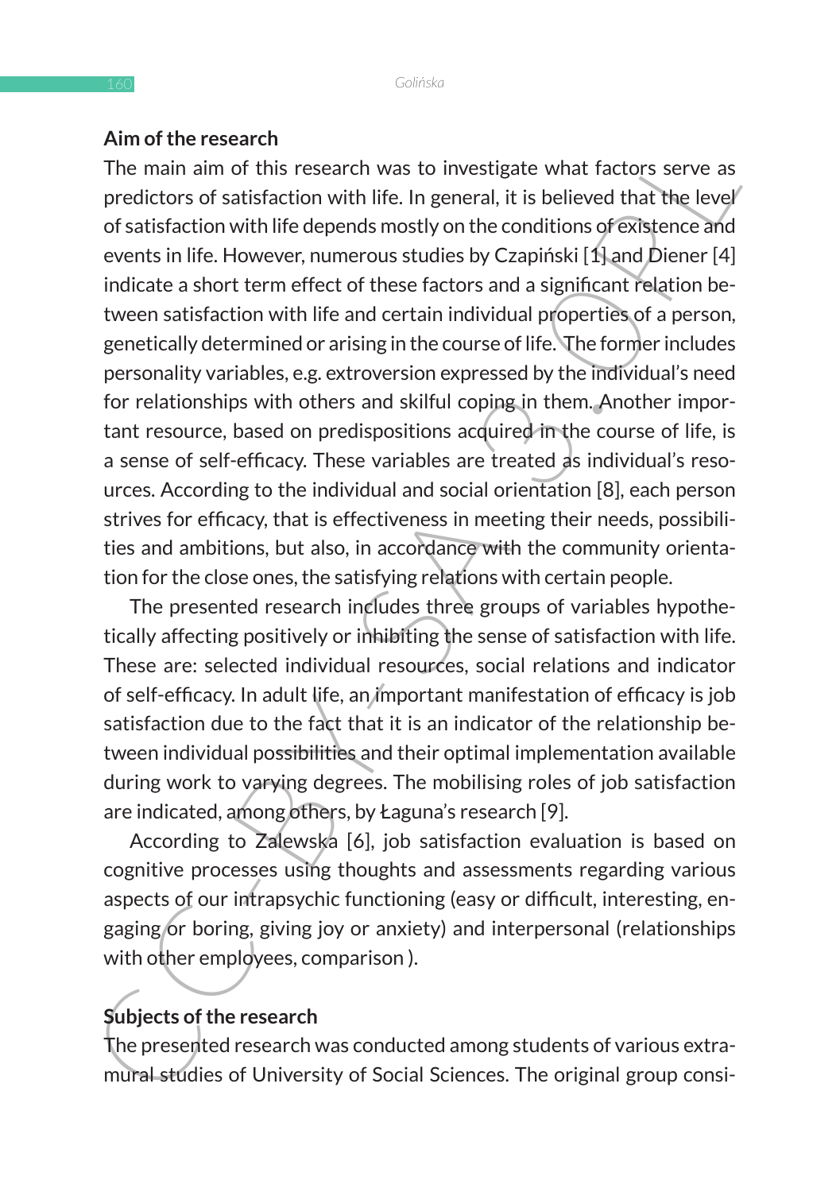## Aim of the research

The main aim of this research was to investigate what factors serve as predictors of satisfaction with life. In general, it is believed that the level of satisfaction with life depends mostly on the conditions of existence and events in life. However, numerous studies by Czapiński [1] and Diener [4] indicate a short term effect of these factors and a significant relation between satisfaction with life and certain individual properties of a person, genetically determined or arising in the course of life. The former includes personality variables, e.g. extroversion expressed by the individual's need for relationships with others and skilful coping in them. Another important resource, based on predispositions acquired in the course of life, is a sense of self-efficacy. These variables are treated as individual's resources. According to the individual and social orientation [8], each person strives for efficacy, that is effectiveness in meeting their needs, possibilities and ambitions, but also, in accordance with the community orientation for the close ones, the satisfying relations with certain people.

The presented research includes three groups of variables hypothetically affecting positively or inhibiting the sense of satisfaction with life. These are: selected individual resources, social relations and indicator of self-efficacy. In adult life, an important manifestation of efficacy is job satisfaction due to the fact that it is an indicator of the relationship between individual possibilities and their optimal implementation available during work to varying degrees. The mobilising roles of job satisfaction are indicated, among others, by Łaguna's research [9].

According to Zalewska [6], job satisfaction evaluation is based on cognitive processes using thoughts and assessments regarding various aspects of our intrapsychic functioning (easy or difficult, interesting, engaging or boring, giving joy or anxiety) and interpersonal (relationships with other employees, comparison ).

## Subjects of the research

The presented research was conducted among students of various extramural studies of University of Social Sciences. The original group consi-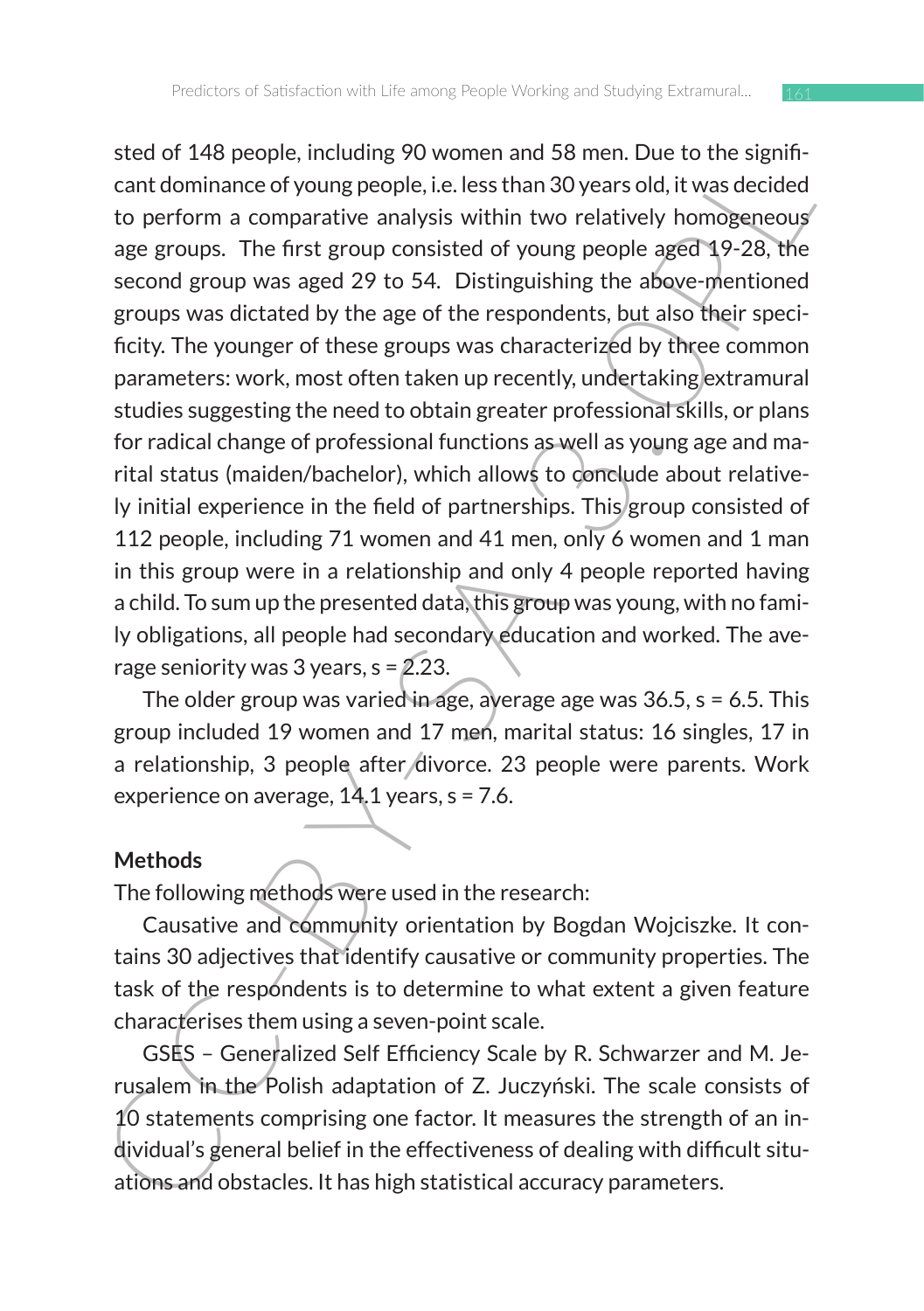sted of 148 people, including 90 women and 58 men. Due to the significant dominance of young people, i.e. less than 30 years old, it was decided to perform a comparative analysis within two relatively homogeneous age groups. The first group consisted of young people aged 19-28, the second group was aged 29 to 54. Distinguishing the above-mentioned groups was dictated by the age of the respondents, but also their specificity. The younger of these groups was characterized by three common parameters: work, most often taken up recently, undertaking extramural studies suggesting the need to obtain greater professional skills, or plans for radical change of professional functions as well as young age and marital status (maiden/bachelor), which allows to conclude about relatively initial experience in the field of partnerships. This group consisted of 112 people, including 71 women and 41 men, only 6 women and 1 man in this group were in a relationship and only 4 people reported having a child. To sum up the presented data, this group was young, with no family obligations, all people had secondary education and worked. The average seniority was 3 years, s = 2.23.

The older group was varied in age, average age was 36.5, s = 6.5. This group included 19 women and 17 men, marital status: 16 singles, 17 in a relationship, 3 people after divorce. 23 people were parents. Work experience on average, 14.1 years, s = 7.6.

**Methods**

The following methods were used in the research:

Causative and community orientation by Bogdan Wojciszke. It contains 30 adjectives that identify causative or community properties. The task of the respondents is to determine to what extent a given feature characterises them using a seven-point scale.

GSES – Generalized Self Efficiency Scale by R. Schwarzer and M. Jerusalem in the Polish adaptation of Z. Juczyński. The scale consists of 10 statements comprising one factor. It measures the strength of an individual's general belief in the effectiveness of dealing with difficult situations and obstacles. It has high statistical accuracy parameters.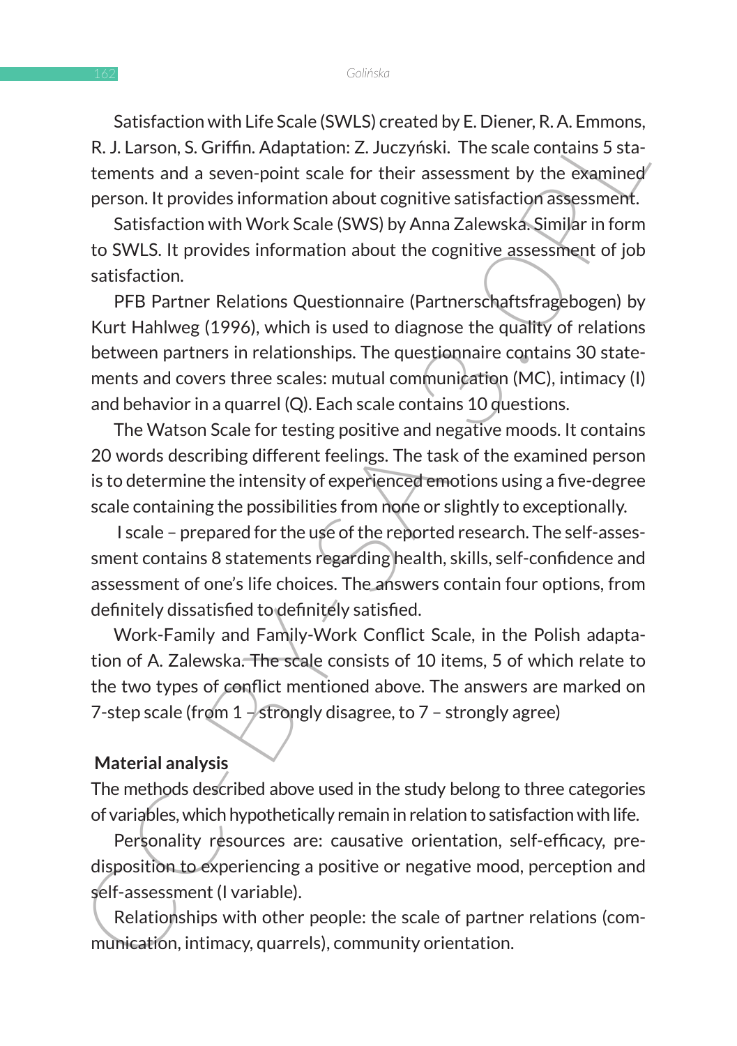Satisfaction with Life Scale (SWLS) created by E. Diener, R. A. Emmons, R. J. Larson, S. Griffin. Adaptation: Z. Juczyński. The scale contains 5 statements and a seven-point scale for their assessment by the examined person. It provides information about cognitive satisfaction assessment.

Satisfaction with Work Scale (SWS) by Anna Zalewska. Similar in form to SWLS. It provides information about the cognitive assessment of job satisfaction.

PFB Partner Relations Questionnaire (Partnerschaftsfragebogen) by Kurt Hahlweg (1996), which is used to diagnose the quality of relations between partners in relationships. The questionnaire contains 30 statements and covers three scales: mutual communication (MC), intimacy (I) and behavior in a quarrel (Q). Each scale contains 10 questions.

The Watson Scale for testing positive and negative moods. It contains 20 words describing different feelings. The task of the examined person is to determine the intensity of experienced emotions using a five-degree scale containing the possibilities from none or slightly to exceptionally.

I scale – prepared for the use of the reported research. The self-assessment contains 8 statements regarding health, skills, self-confidence and assessment of one's life choices. The answers contain four options, from definitely dissatisfied to definitely satisfied.

Work-Family and Family-Work Conflict Scale, in the Polish adaptation of A. Zalewska. The scale consists of 10 items, 5 of which relate to the two types of conflict mentioned above. The answers are marked on 7-step scale (from 1 – strongly disagree, to 7 – strongly agree)

**Material analysis**

The methods described above used in the study belong to three categories of variables, which hypothetically remain in relation to satisfaction with life.

Personality resources are: causative orientation, self-efficacy, predisposition to experiencing a positive or negative mood, perception and self-assessment (I variable).

Relationships with other people: the scale of partner relations (communication, intimacy, quarrels), community orientation.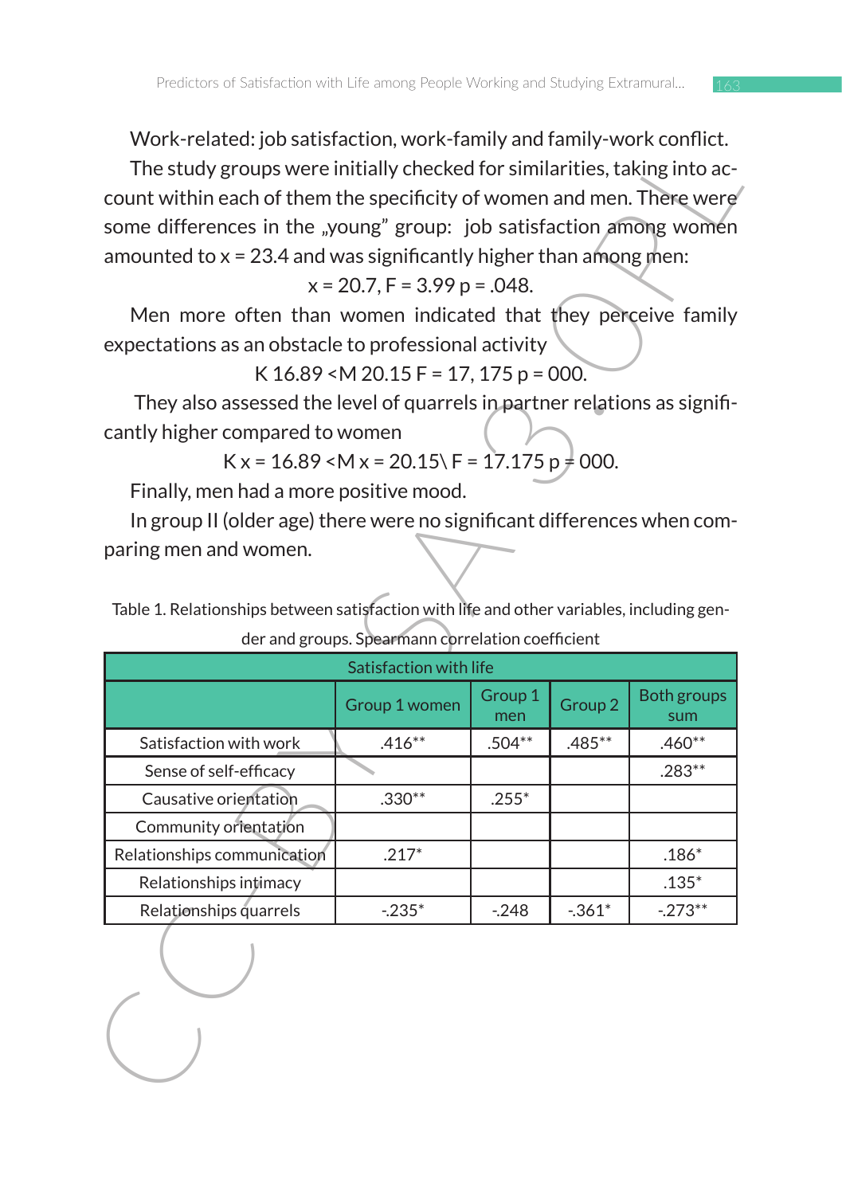Work-related: job satisfaction, work-family and family-work conflict.

The study groups were initially checked for similarities, taking into account within each of them the specificity of women and men. There were some differences in the „young" group: job satisfaction among women amounted to $x = 23.4$ and was significantly higher than among men:

$$x = 20.7, F = 3.99\ p = .048.$$

Men more often than women indicated that they perceive family expectations as an obstacle to professional activity

$$K\ 16.89 < M\ 20.15\ F = 17,175\ p = 000.$$

They also assessed the level of quarrels in partner relations as significantly higher compared to women

$$K\ x = 16.89 < M\ x = 20.15\backslash\ F = 17.175\ p = 000.$$

Finally, men had a more positive mood.

In group II (older age) there were no significant differences when comparing men and women.

Table 1. Relationships between satisfaction with life and other variables, including gender and groups. Spearmann correlation coefficient

| | Satisfaction with life | | | |
|---|---|---|---|---|
| | Group 1 women | Group 1 men | Group 2 | Both groups sum |
| Satisfaction with work | .416** | .504** | .485** | .460** |
| Sense of self-efficacy | | | | .283** |
| Causative orientation | .330** | .255* | | |
| Community orientation | | | | |
| Relationships communication | .217* | | | .186* |
| Relationships intimacy | | | | .135* |
| Relationships quarrels | -.235* | -.248 | -.361* | -.273** |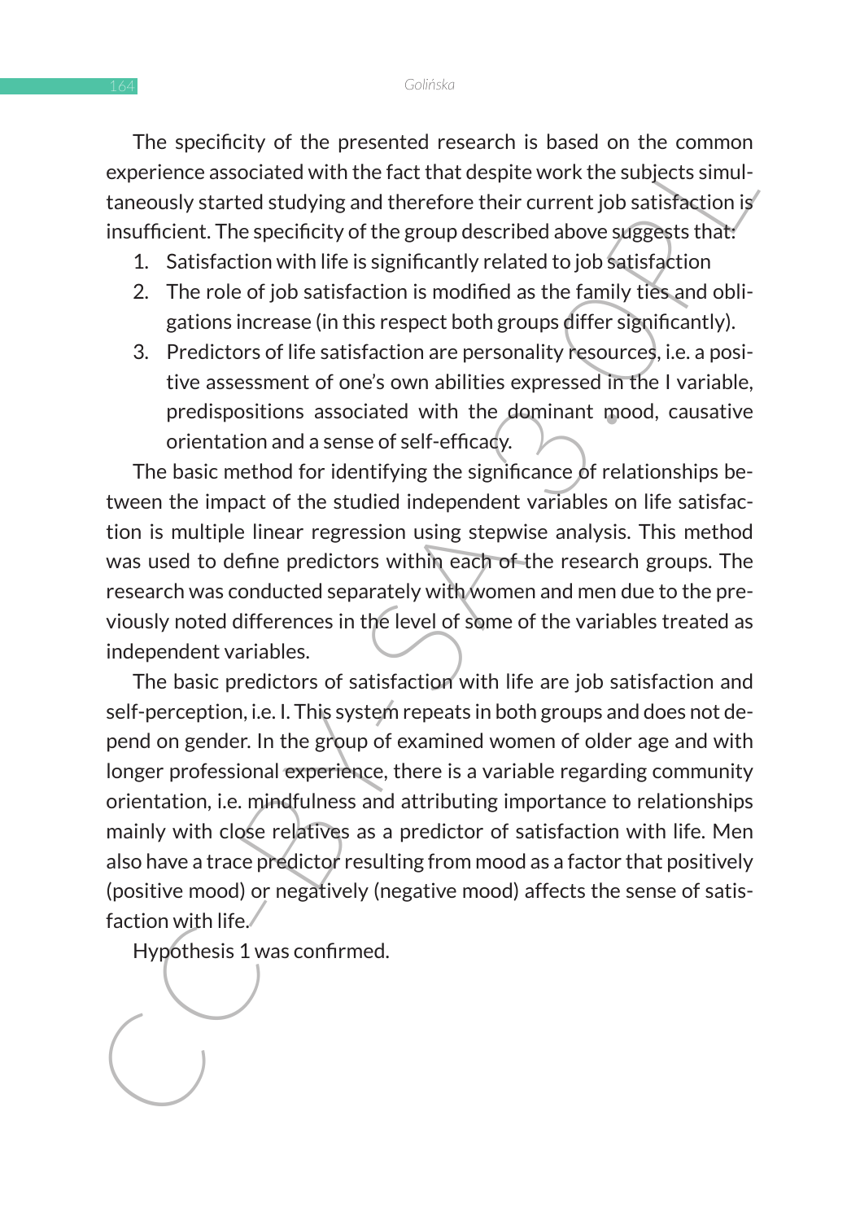The specificity of the presented research is based on the common experience associated with the fact that despite work the subjects simultaneously started studying and therefore their current job satisfaction is insufficient. The specificity of the group described above suggests that:

1. Satisfaction with life is significantly related to job satisfaction
2. The role of job satisfaction is modified as the family ties and obligations increase (in this respect both groups differ significantly).
3. Predictors of life satisfaction are personality resources, i.e. a positive assessment of one's own abilities expressed in the I variable, predispositions associated with the dominant mood, causative orientation and a sense of self-efficacy.

The basic method for identifying the significance of relationships between the impact of the studied independent variables on life satisfaction is multiple linear regression using stepwise analysis. This method was used to define predictors within each of the research groups. The research was conducted separately with women and men due to the previously noted differences in the level of some of the variables treated as independent variables.

The basic predictors of satisfaction with life are job satisfaction and self-perception, i.e. I. This system repeats in both groups and does not depend on gender. In the group of examined women of older age and with longer professional experience, there is a variable regarding community orientation, i.e. mindfulness and attributing importance to relationships mainly with close relatives as a predictor of satisfaction with life. Men also have a trace predictor resulting from mood as a factor that positively (positive mood) or negatively (negative mood) affects the sense of satisfaction with life.

Hypothesis 1 was confirmed.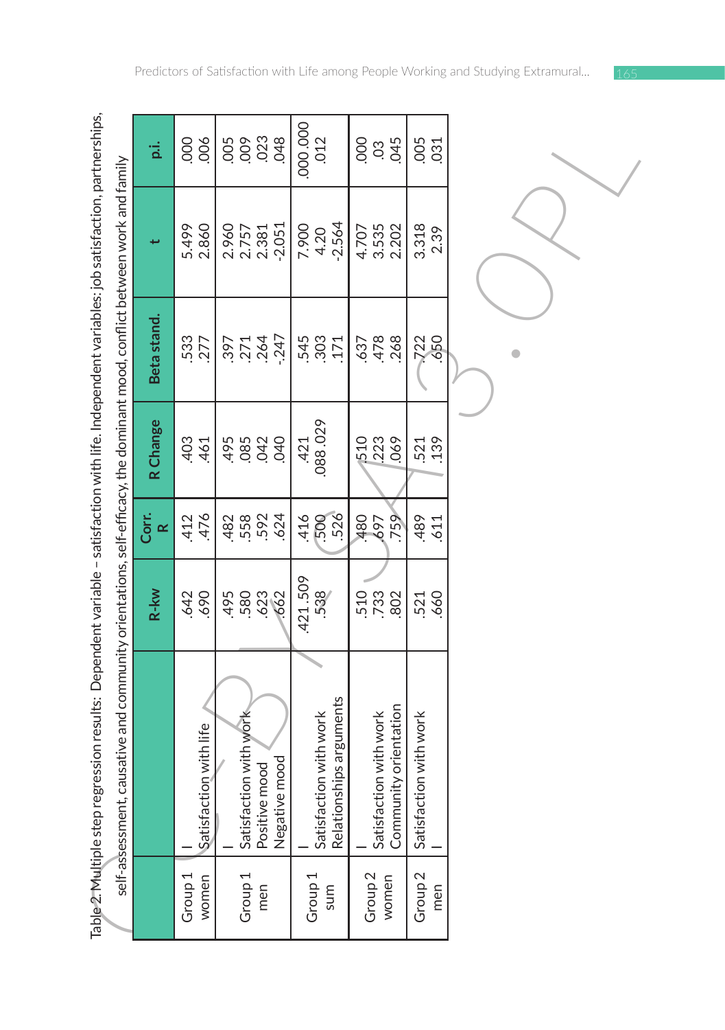Table 2. Multiple step regression results: Dependent variable – satisfaction with life. Independent variables: job satisfaction, partnerships, self-assessment, causative and community orientations, self-efficacy, the dominant mood, conflict between work and family

| | | R-kw | Corr. R | R Change | Beta stand. | t | p.i. |
|---|---|---|---|---|---|---|---|
| Group 1 women | I<br>Satisfaction with life | .642<br>.690 | .412<br>.476 | .403<br>.461 | .533<br>.277 | 5.499<br>2.860 | .000<br>.006 |
| Group 1 men | I<br>Satisfaction with work<br>Positive mood<br>Negative mood | .495<br>.580<br>.623<br>.662 | .482<br>.558<br>.592<br>.624 | .495<br>.085<br>.042<br>.040 | .397<br>.271<br>.264<br>-.247 | 2.960<br>2.757<br>2.381<br>-2.051 | .005<br>.009<br>.023<br>.048 |
| Group 1 sum | I<br>Satisfaction with work<br>Relationships arguments | .421.509<br>.538 | .416<br>.500<br>.526 | .421<br>.088.029 | .545<br>.303<br>.171 | 7.900<br>4.20<br>-2.564 | .000.000<br>.012 |
| Group 2 women | I<br>Satisfaction with work<br>Community orientation | .510<br>.733<br>.802 | .480<br>.697<br>.759 | .510<br>.223<br>.069 | .637<br>.478<br>.268 | 4.707<br>3.535<br>2.202 | .000<br>.03<br>.045 |
| Group 2 men | Satisfaction with work<br>I | .521<br>.660 | .489<br>.611 | .521<br>.139 | .722<br>.650 | 3.318<br>2.39 | .005<br>.031 |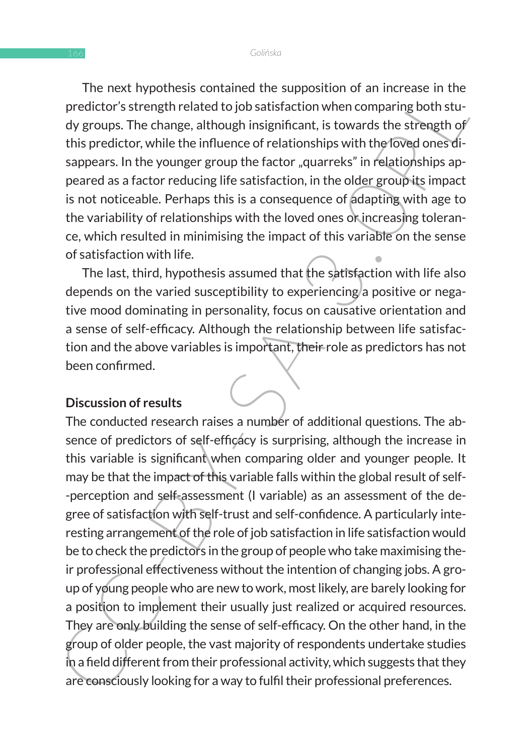The next hypothesis contained the supposition of an increase in the predictor's strength related to job satisfaction when comparing both study groups. The change, although insignificant, is towards the strength of this predictor, while the influence of relationships with the loved ones disappears. In the younger group the factor „quarreks" in relationships appeared as a factor reducing life satisfaction, in the older group its impact is not noticeable. Perhaps this is a consequence of adapting with age to the variability of relationships with the loved ones or increasing tolerance, which resulted in minimising the impact of this variable on the sense of satisfaction with life.

The last, third, hypothesis assumed that the satisfaction with life also depends on the varied susceptibility to experiencing a positive or negative mood dominating in personality, focus on causative orientation and a sense of self-efficacy. Although the relationship between life satisfaction and the above variables is important, their role as predictors has not been confirmed.

**Discussion of results**

The conducted research raises a number of additional questions. The absence of predictors of self-efficacy is surprising, although the increase in this variable is significant when comparing older and younger people. It may be that the impact of this variable falls within the global result of self-perception and self-assessment (I variable) as an assessment of the degree of satisfaction with self-trust and self-confidence. A particularly interesting arrangement of the role of job satisfaction in life satisfaction would be to check the predictors in the group of people who take maximising their professional effectiveness without the intention of changing jobs. A group of young people who are new to work, most likely, are barely looking for a position to implement their usually just realized or acquired resources. They are only building the sense of self-efficacy. On the other hand, in the group of older people, the vast majority of respondents undertake studies in a field different from their professional activity, which suggests that they are consciously looking for a way to fulfil their professional preferences.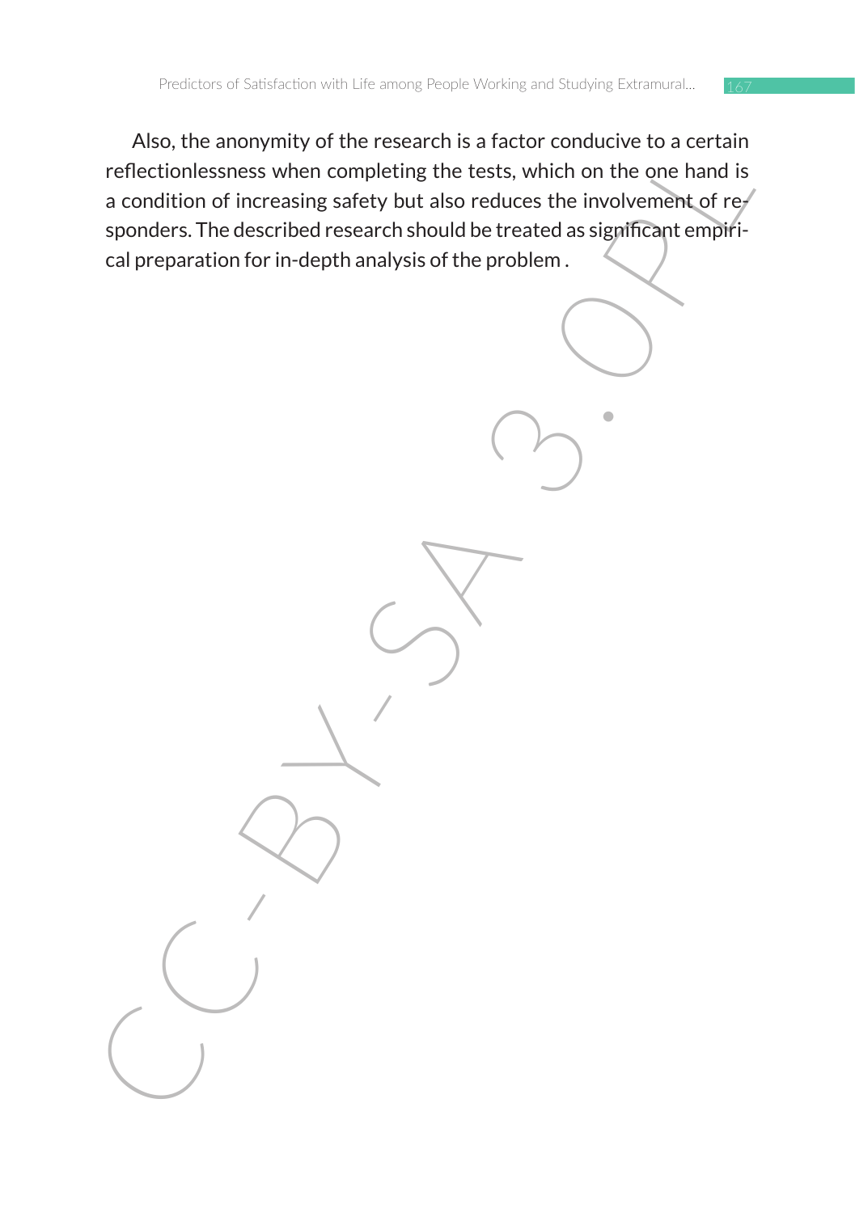Also, the anonymity of the research is a factor conducive to a certain reflectionlessness when completing the tests, which on the one hand is a condition of increasing safety but also reduces the involvement of responders. The described research should be treated as significant empirical preparation for in-depth analysis of the problem .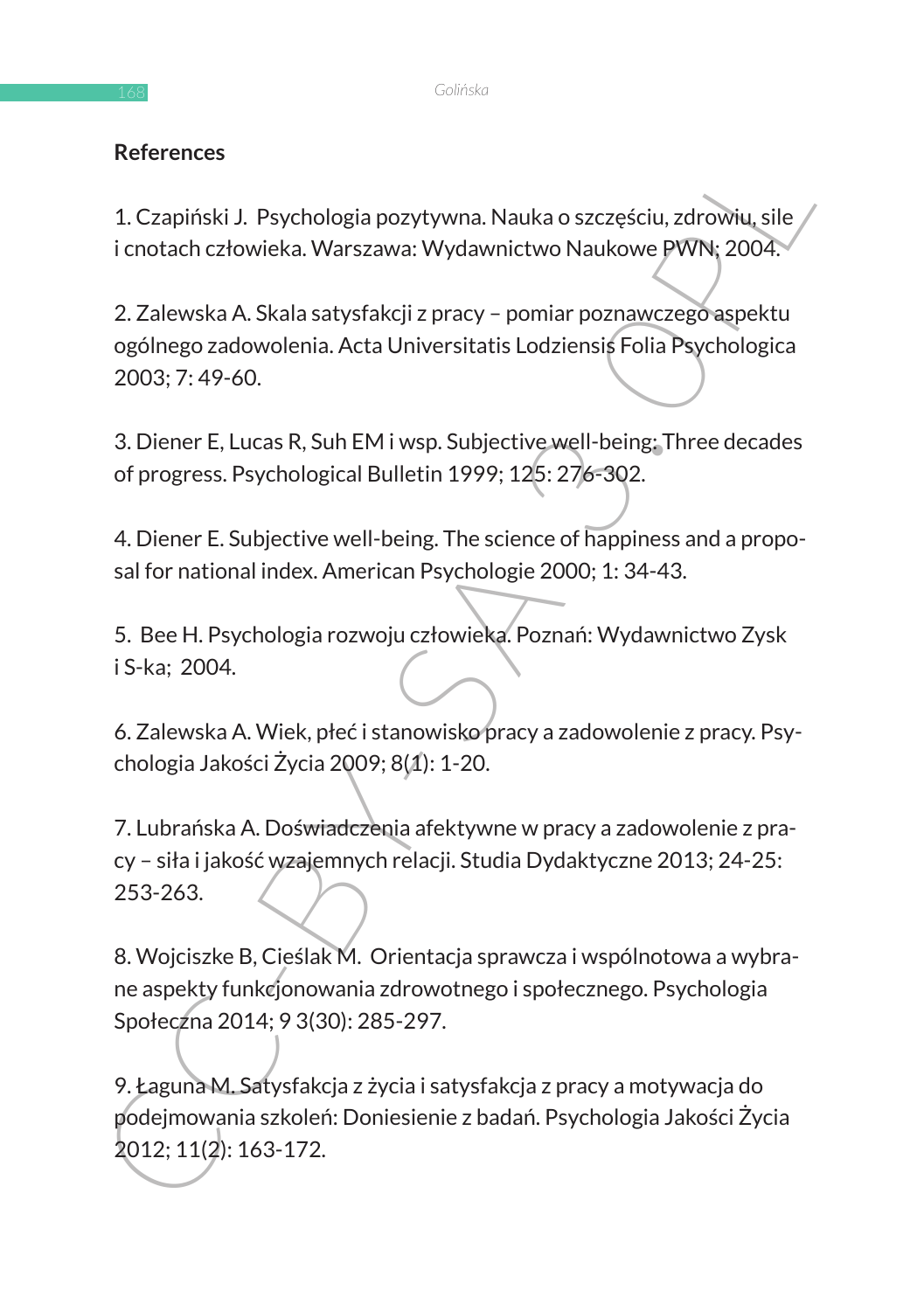## References

1. Czapiński J. Psychologia pozytywna. Nauka o szczęściu, zdrowiu, sile i cnotach człowieka. Warszawa: Wydawnictwo Naukowe PWN; 2004.

2. Zalewska A. Skala satysfakcji z pracy – pomiar poznawczego aspektu ogólnego zadowolenia. Acta Universitatis Lodziensis Folia Psychologica 2003; 7: 49-60.

3. Diener E, Lucas R, Suh EM i wsp. Subjective well-being: Three decades of progress. Psychological Bulletin 1999; 125: 276-302.

4. Diener E. Subjective well-being. The science of happiness and a proposal for national index. American Psychologie 2000; 1: 34-43.

5. Bee H. Psychologia rozwoju człowieka. Poznań: Wydawnictwo Zysk i S-ka; 2004.

6. Zalewska A. Wiek, płeć i stanowisko pracy a zadowolenie z pracy. Psychologia Jakości Życia 2009; 8(1): 1-20.

7. Lubrańska A. Doświadczenia afektywne w pracy a zadowolenie z pracy – siła i jakość wzajemnych relacji. Studia Dydaktyczne 2013; 24-25: 253-263.

8. Wojciszke B, Cieślak M. Orientacja sprawcza i wspólnotowa a wybrane aspekty funkcjonowania zdrowotnego i społecznego. Psychologia Społeczna 2014; 9 3(30): 285-297.

9. Łaguna M. Satysfakcja z życia i satysfakcja z pracy a motywacja do podejmowania szkoleń: Doniesienie z badań. Psychologia Jakości Życia 2012; 11(2): 163-172.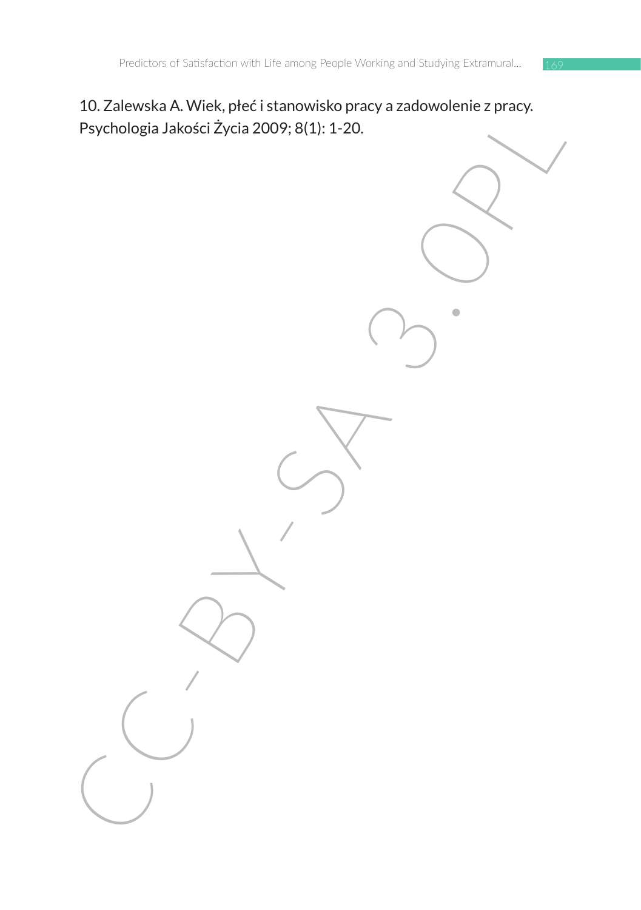10. Zalewska A. Wiek, płeć i stanowisko pracy a zadowolenie z pracy. Psychologia Jakości Życia 2009; 8(1): 1-20.